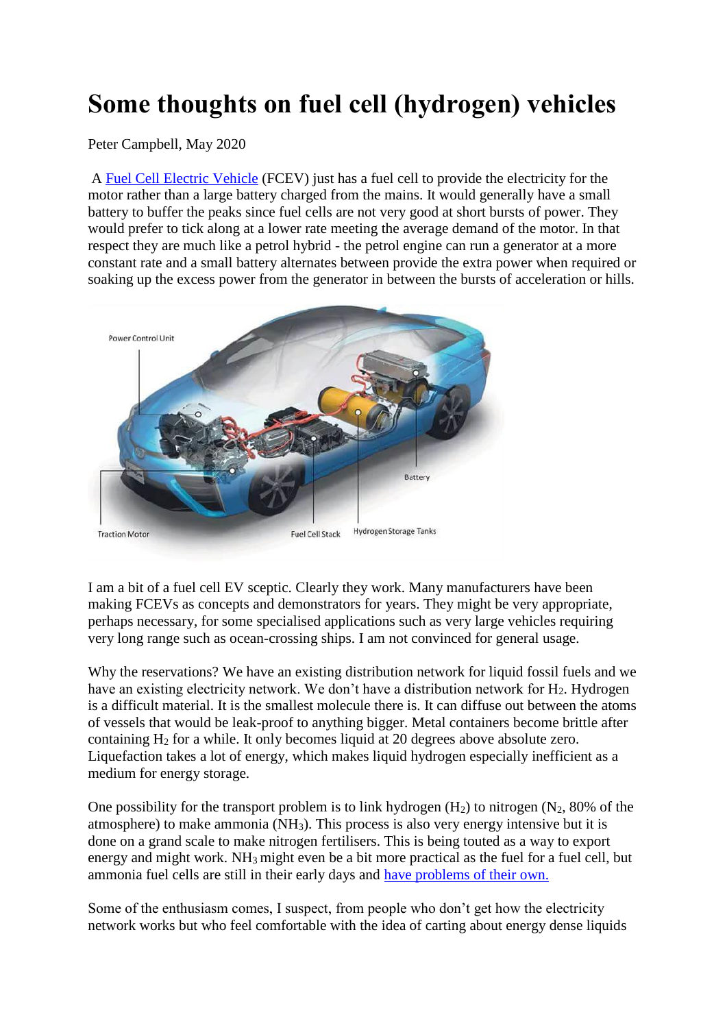# Some thoughts on fuel cell (hydrogen) vehicles

Peter Campbell, May 2020

A Fuel Cell Electric Vehicle (FCEV) just has a fuel cell to provide the electricity for the motor rather than a large battery charged from the mains. It would generally have a small battery to buffer the peaks since fuel cells are not very good at short bursts of power. They would prefer to tick along at a lower rate meeting the average demand of the motor. In that respect they are much like a petrol hybrid - the petrol engine can run a generator at a more constant rate and a small battery alternates between provide the extra power when required or soaking up the excess power from the generator in between the bursts of acceleration or hills.

I am a bit of a fuel cell EV sceptic. Clearly they work. Many manufacturers have been making FCEVs as concepts and demonstrators for years. They might be very appropriate, perhaps necessary, for some specialised applications such as very large vehicles requiring very long range such as ocean-crossing ships. I am not convinced for general usage.

Why the reservations? We have an existing distribution network for liquid fossil fuels and we have an existing electricity network. We don't have a distribution network for $H_2$. Hydrogen is a difficult material. It is the smallest molecule there is. It can diffuse out between the atoms of vessels that would be leak-proof to anything bigger. Metal containers become brittle after containing $H_2$ for a while. It only becomes liquid at 20 degrees above absolute zero. Liquefaction takes a lot of energy, which makes liquid hydrogen especially inefficient as a medium for energy storage.

One possibility for the transport problem is to link hydrogen ($H_2$) to nitrogen ($N_2$, 80% of the atmosphere) to make ammonia ($NH_3$). This process is also very energy intensive but it is done on a grand scale to make nitrogen fertilisers. This is being touted as a way to export energy and might work. $NH_3$ might even be a bit more practical as the fuel for a fuel cell, but ammonia fuel cells are still in their early days and have problems of their own.

Some of the enthusiasm comes, I suspect, from people who don't get how the electricity network works but who feel comfortable with the idea of carting about energy dense liquids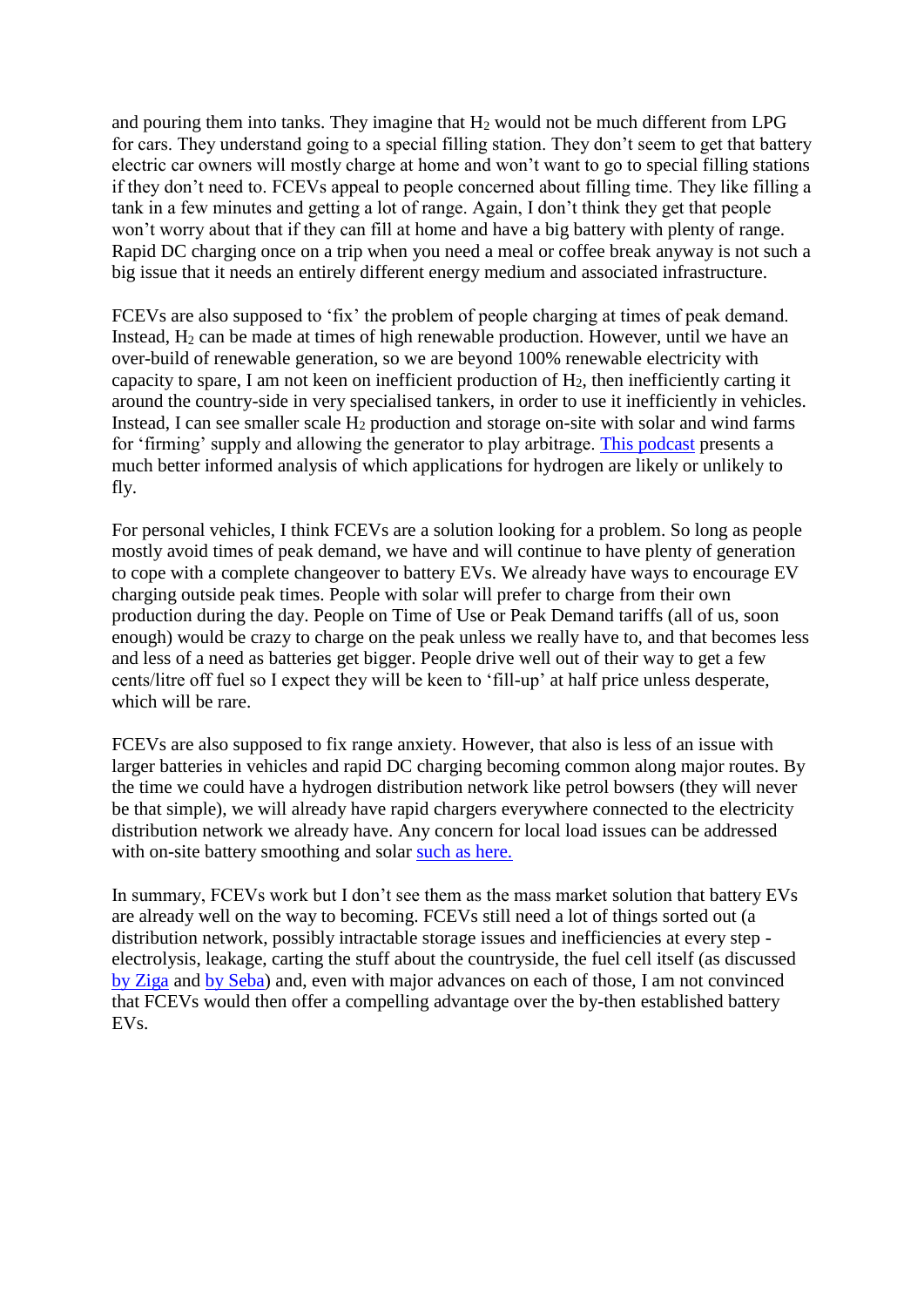and pouring them into tanks. They imagine that $H_2$ would not be much different from LPG for cars. They understand going to a special filling station. They don't seem to get that battery electric car owners will mostly charge at home and won't want to go to special filling stations if they don't need to. FCEVs appeal to people concerned about filling time. They like filling a tank in a few minutes and getting a lot of range. Again, I don't think they get that people won't worry about that if they can fill at home and have a big battery with plenty of range. Rapid DC charging once on a trip when you need a meal or coffee break anyway is not such a big issue that it needs an entirely different energy medium and associated infrastructure.

FCEVs are also supposed to 'fix' the problem of people charging at times of peak demand. Instead, $H_2$ can be made at times of high renewable production. However, until we have an over-build of renewable generation, so we are beyond 100% renewable electricity with capacity to spare, I am not keen on inefficient production of $H_2$, then inefficiently carting it around the country-side in very specialised tankers, in order to use it inefficiently in vehicles. Instead, I can see smaller scale $H_2$ production and storage on-site with solar and wind farms for 'firming' supply and allowing the generator to play arbitrage. [This podcast] presents a much better informed analysis of which applications for hydrogen are likely or unlikely to fly.

For personal vehicles, I think FCEVs are a solution looking for a problem. So long as people mostly avoid times of peak demand, we have and will continue to have plenty of generation to cope with a complete changeover to battery EVs. We already have ways to encourage EV charging outside peak times. People with solar will prefer to charge from their own production during the day. People on Time of Use or Peak Demand tariffs (all of us, soon enough) would be crazy to charge on the peak unless we really have to, and that becomes less and less of a need as batteries get bigger. People drive well out of their way to get a few cents/litre off fuel so I expect they will be keen to 'fill-up' at half price unless desperate, which will be rare.

FCEVs are also supposed to fix range anxiety. However, that also is less of an issue with larger batteries in vehicles and rapid DC charging becoming common along major routes. By the time we could have a hydrogen distribution network like petrol bowsers (they will never be that simple), we will already have rapid chargers everywhere connected to the electricity distribution network we already have. Any concern for local load issues can be addressed with on-site battery smoothing and solar [such as here.]

In summary, FCEVs work but I don't see them as the mass market solution that battery EVs are already well on the way to becoming. FCEVs still need a lot of things sorted out (a distribution network, possibly intractable storage issues and inefficiencies at every step - electrolysis, leakage, carting the stuff about the countryside, the fuel cell itself (as discussed [by Ziga] and [by Seba]) and, even with major advances on each of those, I am not convinced that FCEVs would then offer a compelling advantage over the by-then established battery EVs.